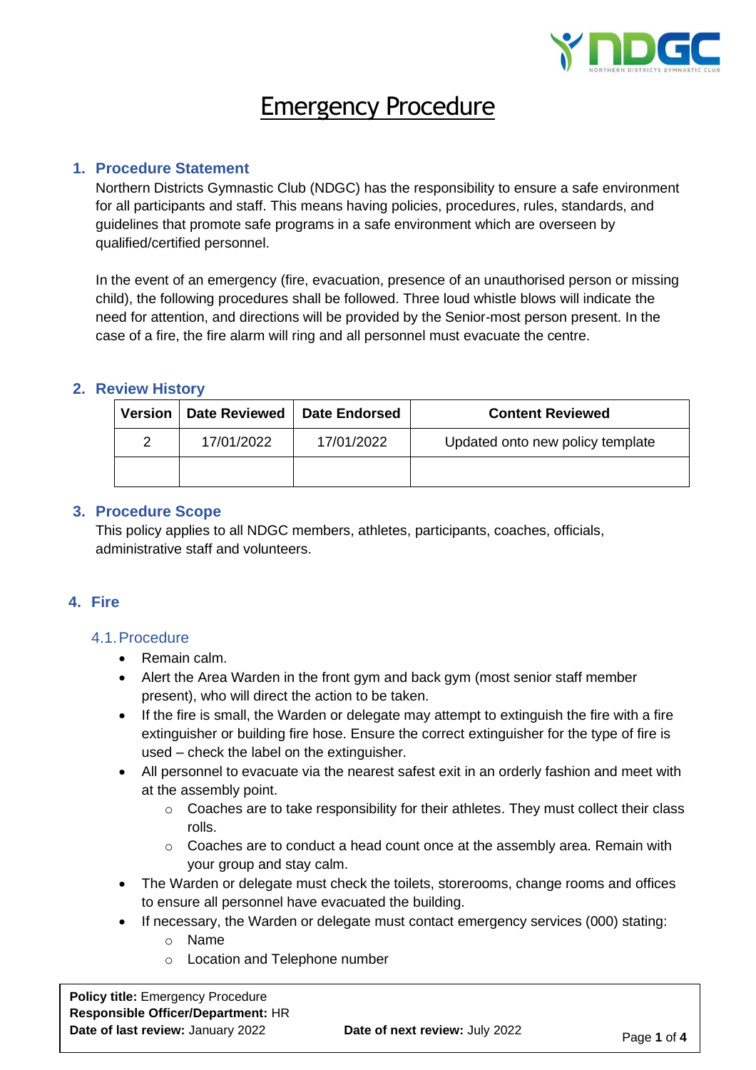# Emergency Procedure

## 1. Procedure Statement

Northern Districts Gymnastic Club (NDGC) has the responsibility to ensure a safe environment for all participants and staff. This means having policies, procedures, rules, standards, and guidelines that promote safe programs in a safe environment which are overseen by qualified/certified personnel.

In the event of an emergency (fire, evacuation, presence of an unauthorised person or missing child), the following procedures shall be followed. Three loud whistle blows will indicate the need for attention, and directions will be provided by the Senior-most person present. In the case of a fire, the fire alarm will ring and all personnel must evacuate the centre.

## 2. Review History

| Version | Date Reviewed | Date Endorsed | Content Reviewed |
|---|---|---|---|
| 2 | 17/01/2022 | 17/01/2022 | Updated onto new policy template |
| | | | |

## 3. Procedure Scope

This policy applies to all NDGC members, athletes, participants, coaches, officials, administrative staff and volunteers.

## 4. Fire

### 4.1. Procedure

- Remain calm.
- Alert the Area Warden in the front gym and back gym (most senior staff member present), who will direct the action to be taken.
- If the fire is small, the Warden or delegate may attempt to extinguish the fire with a fire extinguisher or building fire hose. Ensure the correct extinguisher for the type of fire is used – check the label on the extinguisher.
- All personnel to evacuate via the nearest safest exit in an orderly fashion and meet with at the assembly point.
  - Coaches are to take responsibility for their athletes. They must collect their class rolls.
  - Coaches are to conduct a head count once at the assembly area. Remain with your group and stay calm.
- The Warden or delegate must check the toilets, storerooms, change rooms and offices to ensure all personnel have evacuated the building.
- If necessary, the Warden or delegate must contact emergency services (000) stating:
  - Name
  - Location and Telephone number

**Policy title:** Emergency Procedure
**Responsible Officer/Department:** HR
**Date of last review:** January 2022 **Date of next review:** July 2022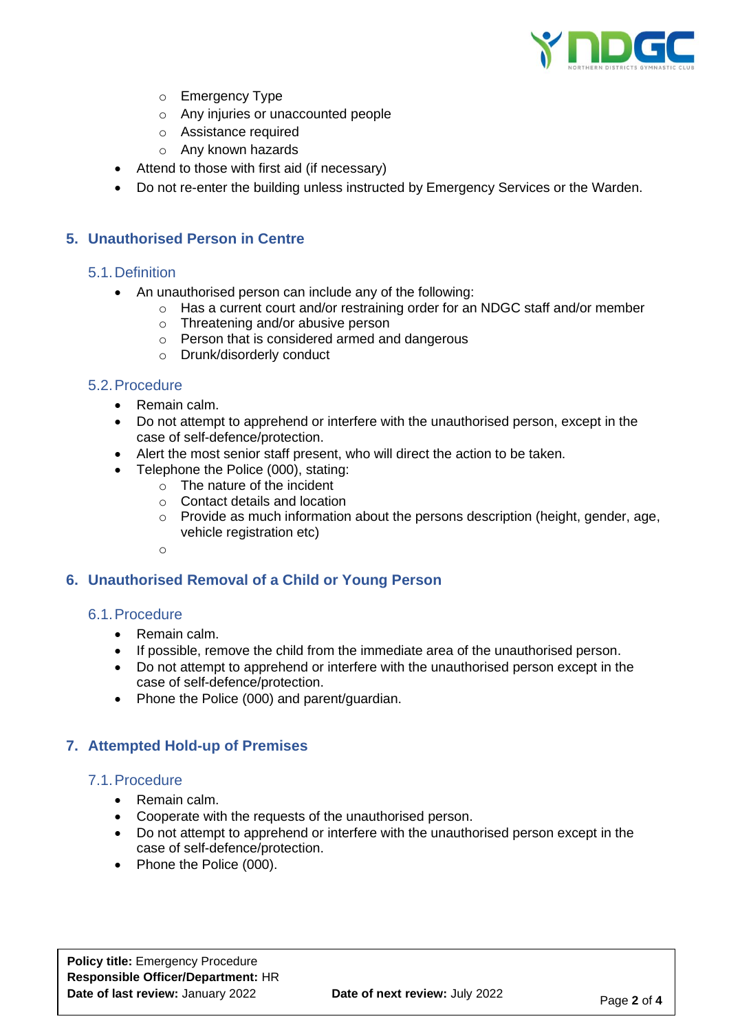- Emergency Type
  - Any injuries or unaccounted people
  - Assistance required
  - Any known hazards
- Attend to those with first aid (if necessary)
- Do not re-enter the building unless instructed by Emergency Services or the Warden.

## 5. Unauthorised Person in Centre

### 5.1. Definition

- An unauthorised person can include any of the following:
  - Has a current court and/or restraining order for an NDGC staff and/or member
  - Threatening and/or abusive person
  - Person that is considered armed and dangerous
  - Drunk/disorderly conduct

### 5.2. Procedure

- Remain calm.
- Do not attempt to apprehend or interfere with the unauthorised person, except in the case of self-defence/protection.
- Alert the most senior staff present, who will direct the action to be taken.
- Telephone the Police (000), stating:
  - The nature of the incident
  - Contact details and location
  - Provide as much information about the persons description (height, gender, age, vehicle registration etc)

## 6. Unauthorised Removal of a Child or Young Person

### 6.1. Procedure

- Remain calm.
- If possible, remove the child from the immediate area of the unauthorised person.
- Do not attempt to apprehend or interfere with the unauthorised person except in the case of self-defence/protection.
- Phone the Police (000) and parent/guardian.

## 7. Attempted Hold-up of Premises

### 7.1. Procedure

- Remain calm.
- Cooperate with the requests of the unauthorised person.
- Do not attempt to apprehend or interfere with the unauthorised person except in the case of self-defence/protection.
- Phone the Police (000).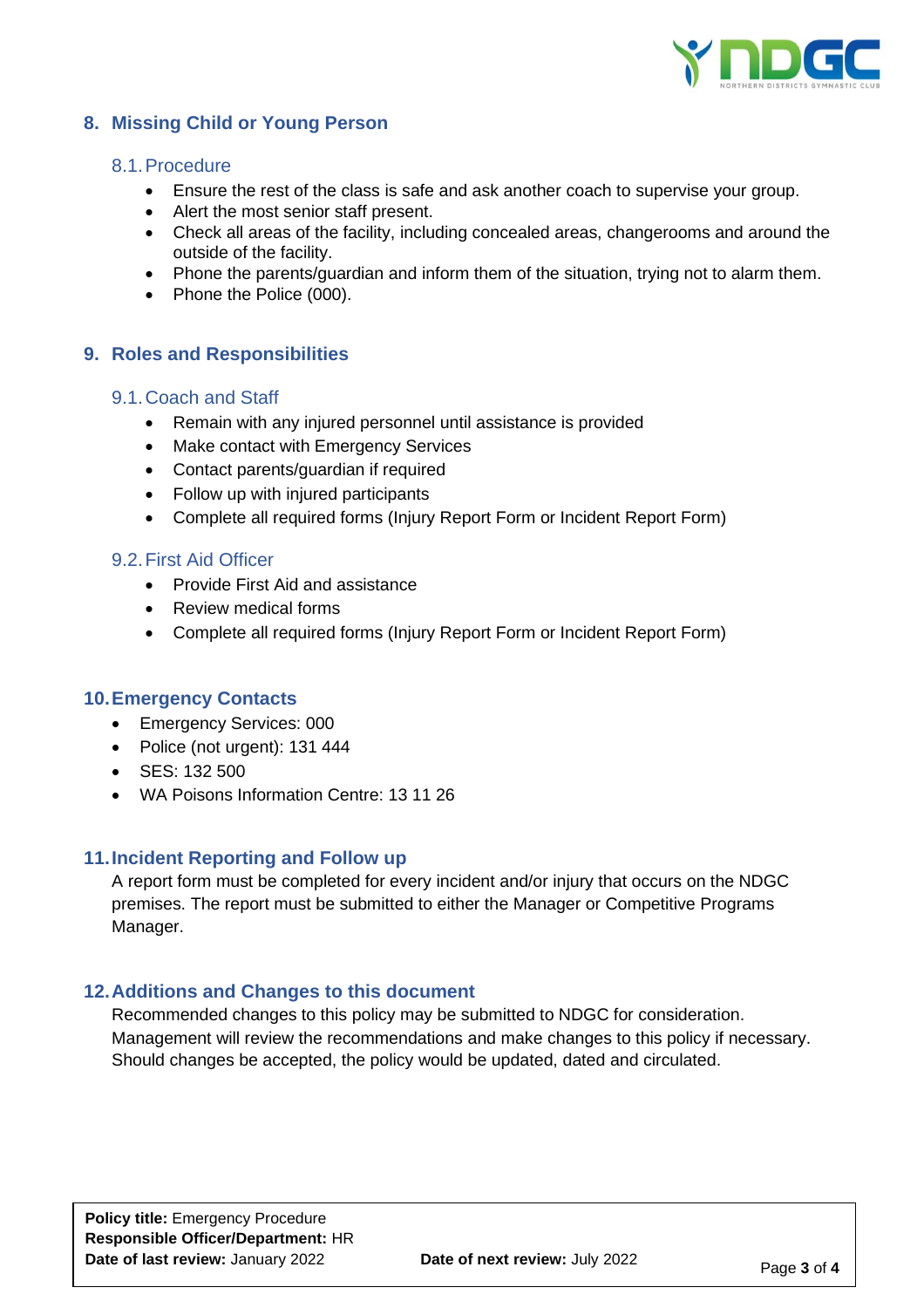## 8. Missing Child or Young Person

### 8.1. Procedure

- Ensure the rest of the class is safe and ask another coach to supervise your group.
- Alert the most senior staff present.
- Check all areas of the facility, including concealed areas, changerooms and around the outside of the facility.
- Phone the parents/guardian and inform them of the situation, trying not to alarm them.
- Phone the Police (000).

## 9. Roles and Responsibilities

### 9.1. Coach and Staff

- Remain with any injured personnel until assistance is provided
- Make contact with Emergency Services
- Contact parents/guardian if required
- Follow up with injured participants
- Complete all required forms (Injury Report Form or Incident Report Form)

### 9.2. First Aid Officer

- Provide First Aid and assistance
- Review medical forms
- Complete all required forms (Injury Report Form or Incident Report Form)

## 10. Emergency Contacts

- Emergency Services: 000
- Police (not urgent): 131 444
- SES: 132 500
- WA Poisons Information Centre: 13 11 26

## 11. Incident Reporting and Follow up

A report form must be completed for every incident and/or injury that occurs on the NDGC premises. The report must be submitted to either the Manager or Competitive Programs Manager.

## 12. Additions and Changes to this document

Recommended changes to this policy may be submitted to NDGC for consideration. Management will review the recommendations and make changes to this policy if necessary. Should changes be accepted, the policy would be updated, dated and circulated.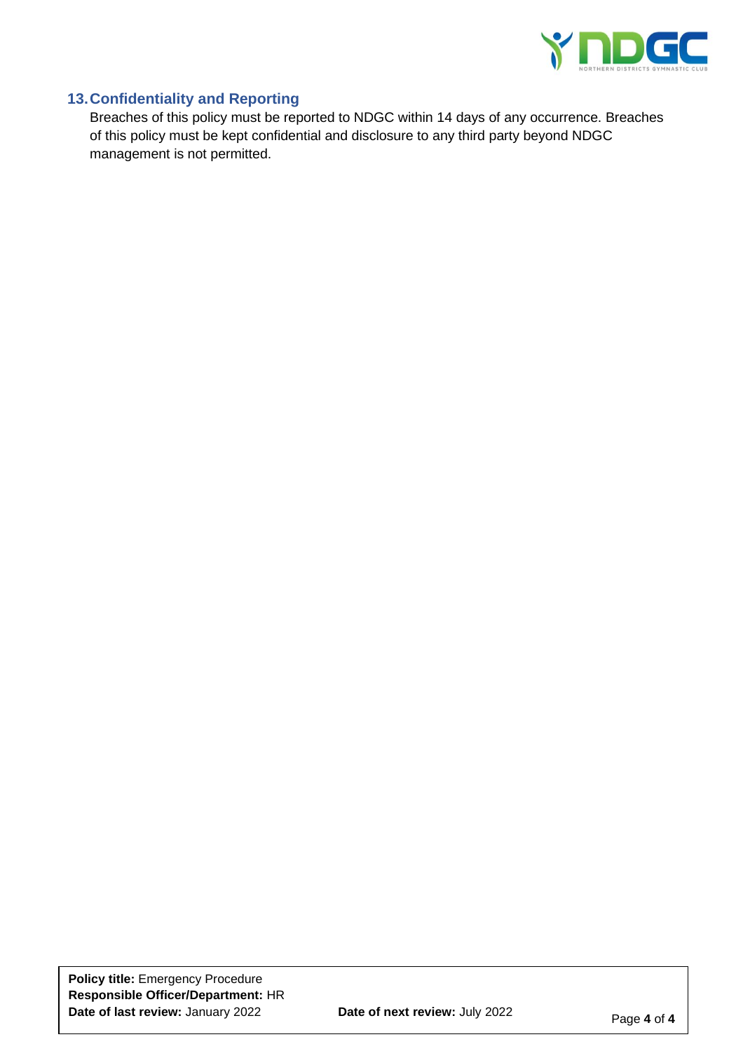## 13. Confidentiality and Reporting

Breaches of this policy must be reported to NDGC within 14 days of any occurrence. Breaches of this policy must be kept confidential and disclosure to any third party beyond NDGC management is not permitted.